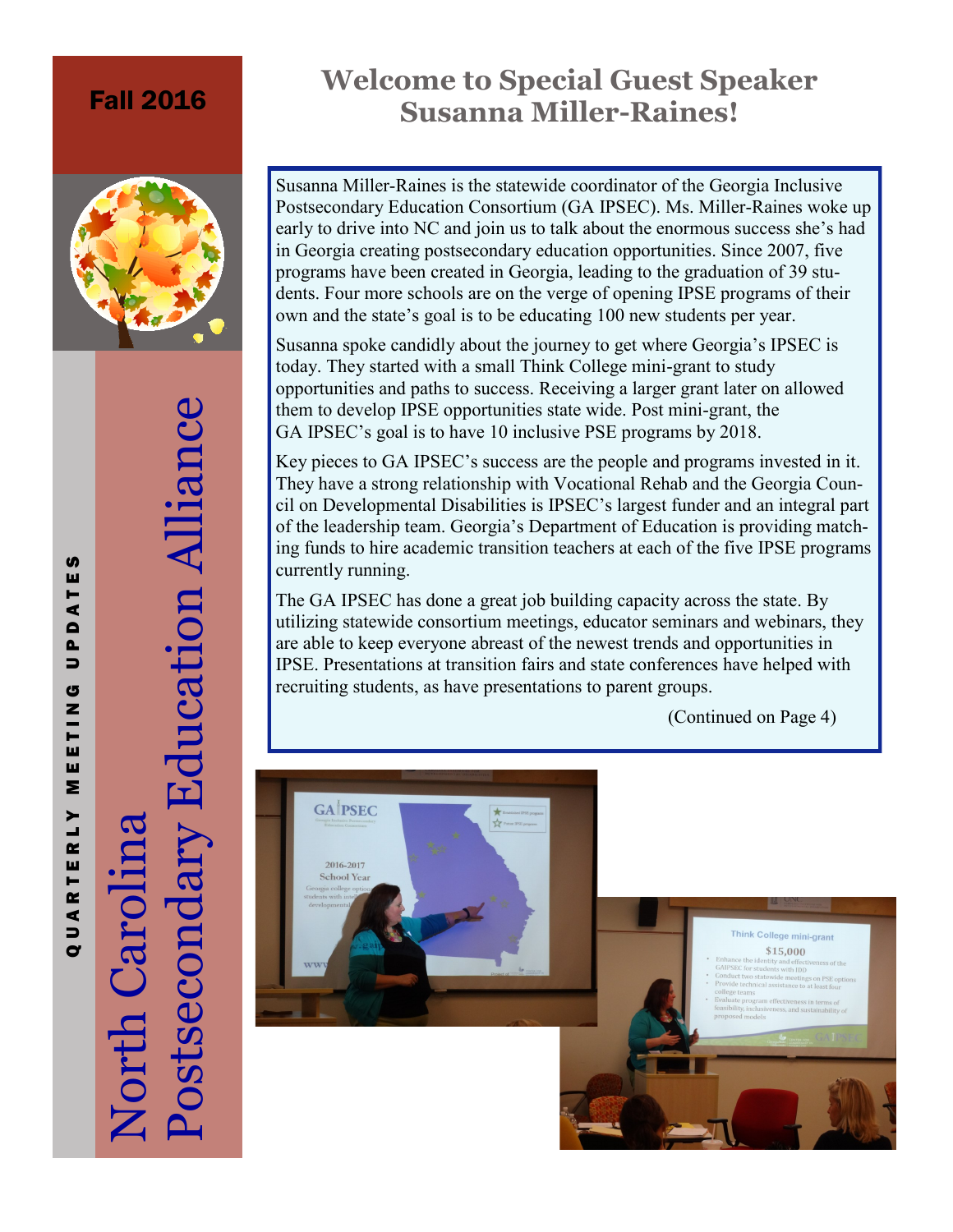Fall 2016

# North Carolina Postsecondary Education Alliance

QUARTERLY MEETING UPDATES

## Welcome to Special Guest Speaker Susanna Miller-Raines!

Susanna Miller-Raines is the statewide coordinator of the Georgia Inclusive Postsecondary Education Consortium (GA IPSEC). Ms. Miller-Raines woke up early to drive into NC and join us to talk about the enormous success she's had in Georgia creating postsecondary education opportunities. Since 2007, five programs have been created in Georgia, leading to the graduation of 39 students. Four more schools are on the verge of opening IPSE programs of their own and the state's goal is to be educating 100 new students per year.

Susanna spoke candidly about the journey to get where Georgia's IPSEC is today. They started with a small Think College mini-grant to study opportunities and paths to success. Receiving a larger grant later on allowed them to develop IPSE opportunities state wide. Post mini-grant, the GA IPSEC's goal is to have 10 inclusive PSE programs by 2018.

Key pieces to GA IPSEC's success are the people and programs invested in it. They have a strong relationship with Vocational Rehab and the Georgia Council on Developmental Disabilities is IPSEC's largest funder and an integral part of the leadership team. Georgia's Department of Education is providing matching funds to hire academic transition teachers at each of the five IPSE programs currently running.

The GA IPSEC has done a great job building capacity across the state. By utilizing statewide consortium meetings, educator seminars and webinars, they are able to keep everyone abreast of the newest trends and opportunities in IPSE. Presentations at transition fairs and state conferences have helped with recruiting students, as have presentations to parent groups.

(Continued on Page 4)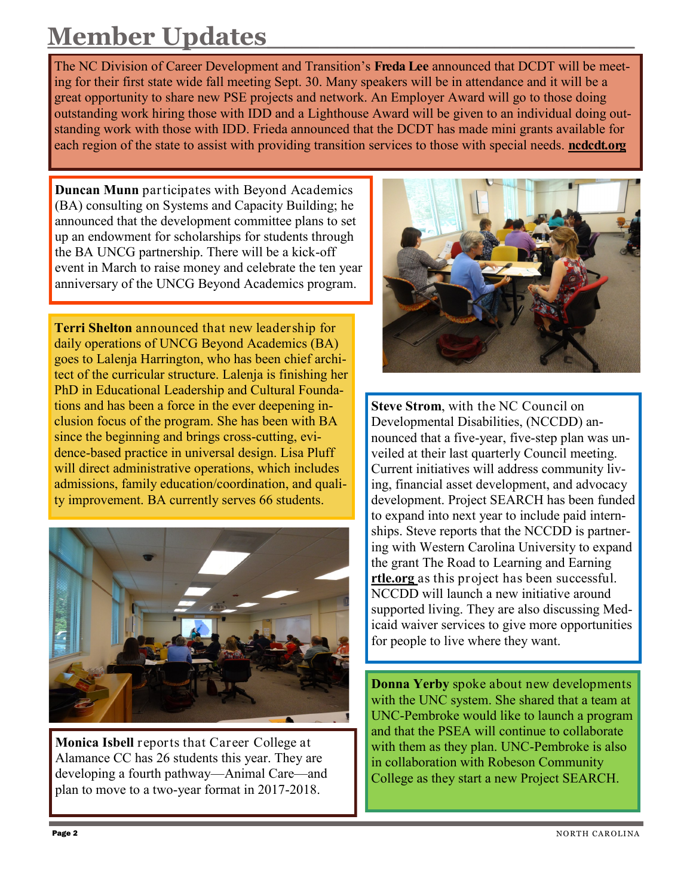# Member Updates

The NC Division of Career Development and Transition's **Freda Lee** announced that DCDT will be meeting for their first state wide fall meeting Sept. 30. Many speakers will be in attendance and it will be a great opportunity to share new PSE projects and network. An Employer Award will go to those doing outstanding work hiring those with IDD and a Lighthouse Award will be given to an individual doing outstanding work with those with IDD. Frieda announced that the DCDT has made mini grants available for each region of the state to assist with providing transition services to those with special needs. **ncdcdt.org**

**Duncan Munn** participates with Beyond Academics (BA) consulting on Systems and Capacity Building; he announced that the development committee plans to set up an endowment for scholarships for students through the BA UNCG partnership. There will be a kick-off event in March to raise money and celebrate the ten year anniversary of the UNCG Beyond Academics program.

**Terri Shelton** announced that new leadership for daily operations of UNCG Beyond Academics (BA) goes to Lalenja Harrington, who has been chief architect of the curricular structure. Lalenja is finishing her PhD in Educational Leadership and Cultural Foundations and has been a force in the ever deepening inclusion focus of the program. She has been with BA since the beginning and brings cross-cutting, evidence-based practice in universal design. Lisa Pluff will direct administrative operations, which includes admissions, family education/coordination, and quality improvement. BA currently serves 66 students.

**Monica Isbell** reports that Career College at Alamance CC has 26 students this year. They are developing a fourth pathway—Animal Care—and plan to move to a two-year format in 2017-2018.

**Steve Strom**, with the NC Council on Developmental Disabilities, (NCCDD) announced that a five-year, five-step plan was unveiled at their last quarterly Council meeting. Current initiatives will address community living, financial asset development, and advocacy development. Project SEARCH has been funded to expand into next year to include paid internships. Steve reports that the NCCDD is partnering with Western Carolina University to expand the grant The Road to Learning and Earning **rtle.org** as this project has been successful. NCCDD will launch a new initiative around supported living. They are also discussing Medicaid waiver services to give more opportunities for people to live where they want.

**Donna Yerby** spoke about new developments with the UNC system. She shared that a team at UNC-Pembroke would like to launch a program and that the PSEA will continue to collaborate with them as they plan. UNC-Pembroke is also in collaboration with Robeson Community College as they start a new Project SEARCH.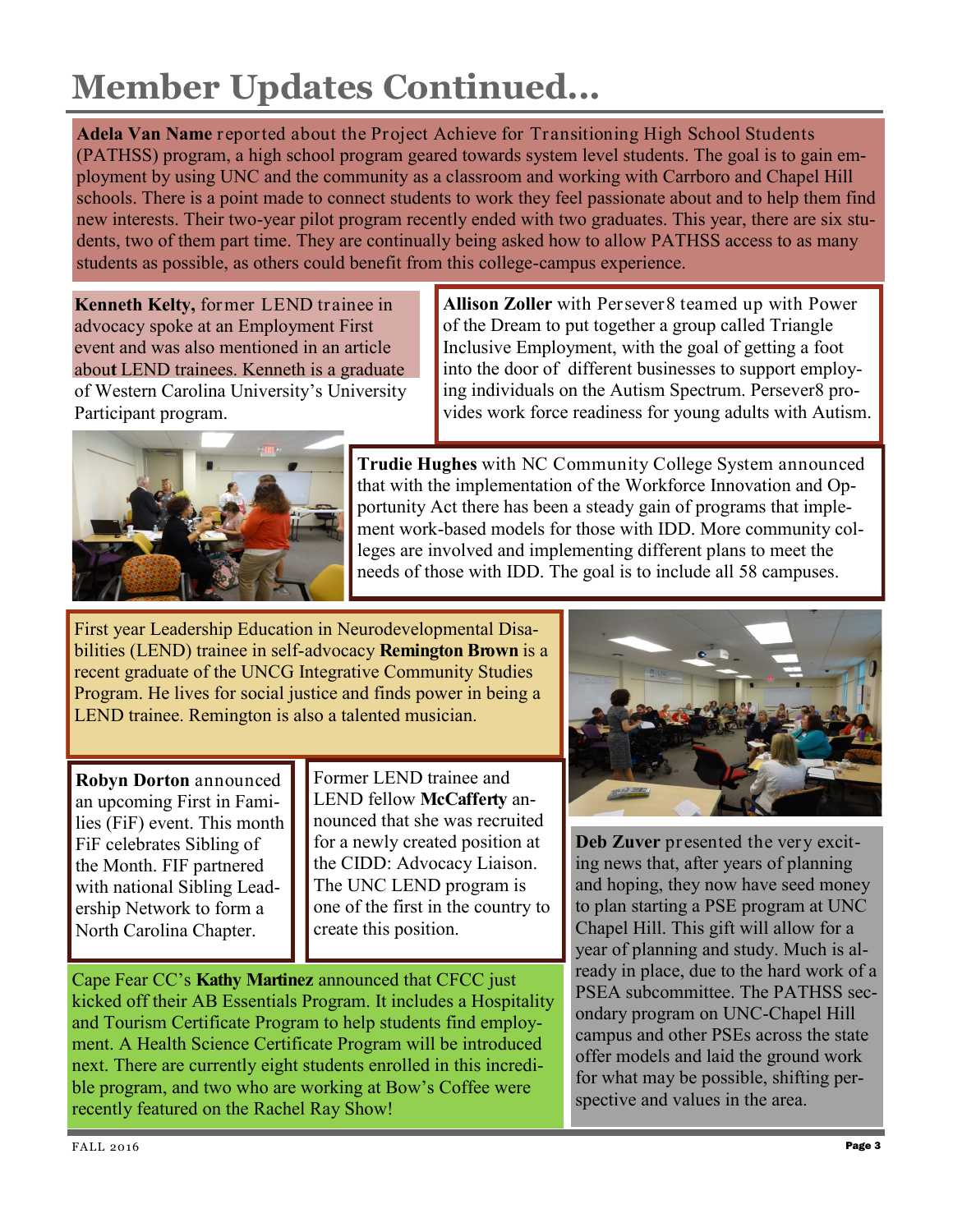# Member Updates Continued…

**Adela Van Name** reported about the Project Achieve for Transitioning High School Students (PATHSS) program, a high school program geared towards system level students. The goal is to gain employment by using UNC and the community as a classroom and working with Carrboro and Chapel Hill schools. There is a point made to connect students to work they feel passionate about and to help them find new interests. Their two-year pilot program recently ended with two graduates. This year, there are six students, two of them part time. They are continually being asked how to allow PATHSS access to as many students as possible, as others could benefit from this college-campus experience.

**Kenneth Kelty,** former LEND trainee in advocacy spoke at an Employment First event and was also mentioned in an article about LEND trainees. Kenneth is a graduate of Western Carolina University's University Participant program.

**Allison Zoller** with Persever8 teamed up with Power of the Dream to put together a group called Triangle Inclusive Employment, with the goal of getting a foot into the door of different businesses to support employing individuals on the Autism Spectrum. Persever8 provides work force readiness for young adults with Autism.

**Trudie Hughes** with NC Community College System announced that with the implementation of the Workforce Innovation and Opportunity Act there has been a steady gain of programs that implement work-based models for those with IDD. More community colleges are involved and implementing different plans to meet the needs of those with IDD. The goal is to include all 58 campuses.

First year Leadership Education in Neurodevelopmental Disabilities (LEND) trainee in self-advocacy **Remington Brown** is a recent graduate of the UNCG Integrative Community Studies Program. He lives for social justice and finds power in being a LEND trainee. Remington is also a talented musician.

**Robyn Dorton** announced an upcoming First in Families (FiF) event. This month FiF celebrates Sibling of the Month. FIF partnered with national Sibling Leadership Network to form a North Carolina Chapter.

Former LEND trainee and LEND fellow **McCafferty** announced that she was recruited for a newly created position at the CIDD: Advocacy Liaison. The UNC LEND program is one of the first in the country to create this position.

Cape Fear CC's **Kathy Martinez** announced that CFCC just kicked off their AB Essentials Program. It includes a Hospitality and Tourism Certificate Program to help students find employment. A Health Science Certificate Program will be introduced next. There are currently eight students enrolled in this incredible program, and two who are working at Bow's Coffee were recently featured on the Rachel Ray Show!

**Deb Zuver** presented the very exciting news that, after years of planning and hoping, they now have seed money to plan starting a PSE program at UNC Chapel Hill. This gift will allow for a year of planning and study. Much is already in place, due to the hard work of a PSEA subcommittee. The PATHSS secondary program on UNC-Chapel Hill campus and other PSEs across the state offer models and laid the ground work for what may be possible, shifting perspective and values in the area.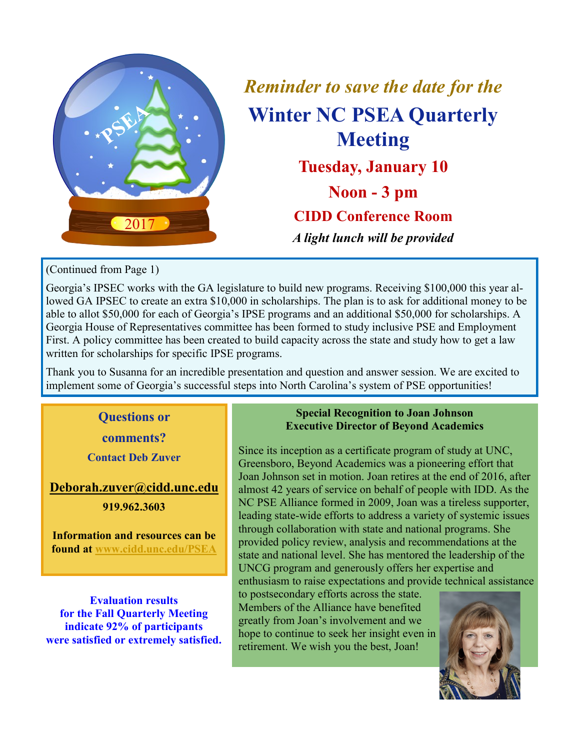*Reminder to save the date for the*

# Winter NC PSEA Quarterly Meeting

**Tuesday, January 10**

**Noon - 3 pm**

**CIDD Conference Room**

***A light lunch will be provided***

(Continued from Page 1)

Georgia's IPSEC works with the GA legislature to build new programs. Receiving $100,000 this year allowed GA IPSEC to create an extra $10,000 in scholarships. The plan is to ask for additional money to be able to allot $50,000 for each of Georgia's IPSE programs and an additional $50,000 for scholarships. A Georgia House of Representatives committee has been formed to study inclusive PSE and Employment First. A policy committee has been created to build capacity across the state and study how to get a law written for scholarships for specific IPSE programs.

Thank you to Susanna for an incredible presentation and question and answer session. We are excited to implement some of Georgia's successful steps into North Carolina's system of PSE opportunities!

## Questions or comments?

**Contact Deb Zuver**

**Deborah.zuver@cidd.unc.edu**

**919.962.3603**

**Information and resources can be found at www.cidd.unc.edu/PSEA**

**Evaluation results for the Fall Quarterly Meeting indicate 92% of participants were satisfied or extremely satisfied.**

### Special Recognition to Joan Johnson Executive Director of Beyond Academics

Since its inception as a certificate program of study at UNC, Greensboro, Beyond Academics was a pioneering effort that Joan Johnson set in motion. Joan retires at the end of 2016, after almost 42 years of service on behalf of people with IDD. As the NC PSE Alliance formed in 2009, Joan was a tireless supporter, leading state-wide efforts to address a variety of systemic issues through collaboration with state and national programs. She provided policy review, analysis and recommendations at the state and national level. She has mentored the leadership of the UNCG program and generously offers her expertise and enthusiasm to raise expectations and provide technical assistance to postsecondary efforts across the state. Members of the Alliance have benefited greatly from Joan's involvement and we hope to continue to seek her insight even in retirement. We wish you the best, Joan!